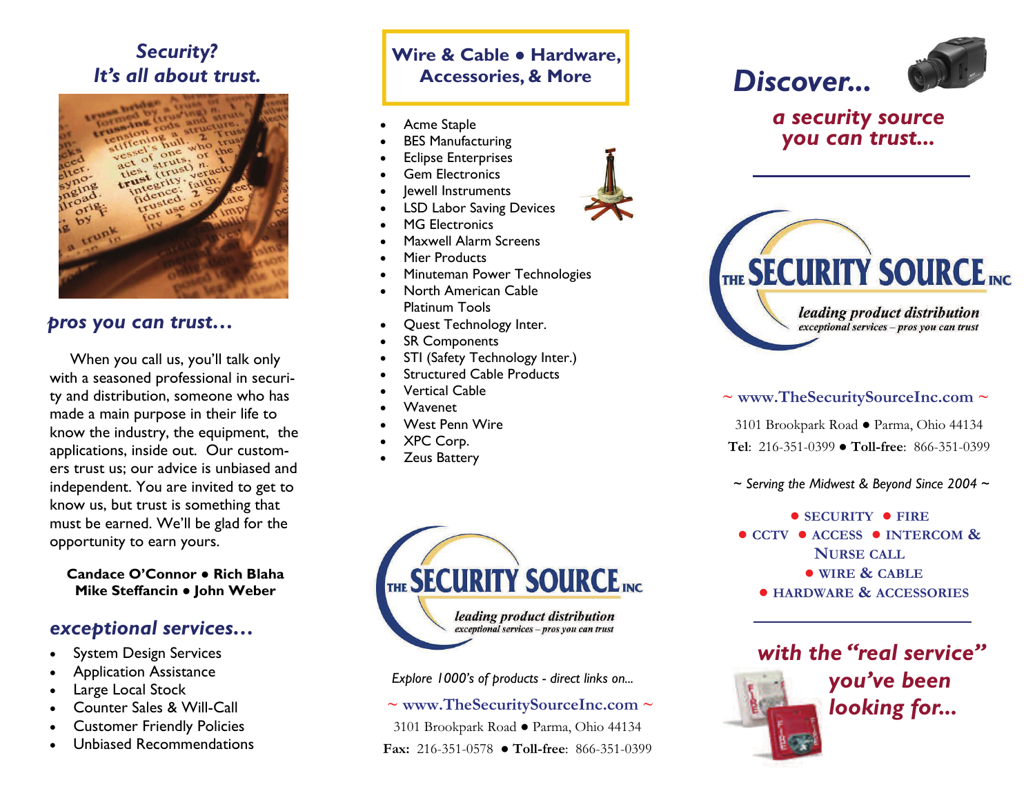## *Security?*
## *It's all about trust.*

### *pros you can trust…*

When you call us, you'll talk only with a seasoned professional in security and distribution, someone who has made a main purpose in their life to know the industry, the equipment, the applications, inside out. Our customers trust us; our advice is unbiased and independent. You are invited to get to know us, but trust is something that must be earned. We'll be glad for the opportunity to earn yours.

**Candace O'Connor • Rich Blaha**
**Mike Steffancin • John Weber**

### *exceptional services…*

- System Design Services
- Application Assistance
- Large Local Stock
- Counter Sales & Will-Call
- Customer Friendly Policies
- Unbiased Recommendations

## Wire & Cable • Hardware, Accessories, & More

- Acme Staple
- BES Manufacturing
- Eclipse Enterprises
- Gem Electronics
- Jewell Instruments
- LSD Labor Saving Devices
- MG Electronics
- Maxwell Alarm Screens
- Mier Products
- Minuteman Power Technologies
- North American Cable
  Platinum Tools
- Quest Technology Inter.
- SR Components
- STI (Safety Technology Inter.)
- Structured Cable Products
- Vertical Cable
- Wavenet
- West Penn Wire
- XPC Corp.
- Zeus Battery

THE SECURITY SOURCE INC
*leading product distribution*
*exceptional services – pros you can trust*

*Explore 1000's of products - direct links on...*

~ www.TheSecuritySourceInc.com ~

3101 Brookpark Road ● Parma, Ohio 44134

**Fax:** 216-351-0578 ● **Toll-free**: 866-351-0399

## *Discover...*

### *a security source you can trust...*

THE SECURITY SOURCE INC
*leading product distribution*
*exceptional services – pros you can trust*

~ www.TheSecuritySourceInc.com ~

3101 Brookpark Road ● Parma, Ohio 44134

**Tel**: 216-351-0399 ● **Toll-free**: 866-351-0399

*~ Serving the Midwest & Beyond Since 2004 ~*

● SECURITY ● FIRE
● CCTV ● ACCESS ● INTERCOM & NURSE CALL
● WIRE & CABLE
● HARDWARE & ACCESSORIES

### *with the "real service" you've been looking for...*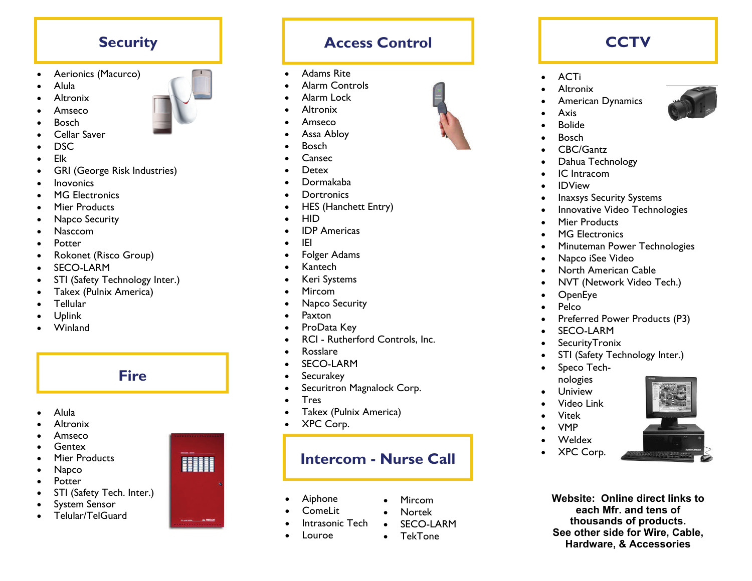## Security

- Aerionics (Macurco)
- Alula
- Altronix
- Amseco
- Bosch
- Cellar Saver
- DSC
- Elk
- GRI (George Risk Industries)
- Inovonics
- MG Electronics
- Mier Products
- Napco Security
- Nasccom
- Potter
- Rokonet (Risco Group)
- SECO-LARM
- STI (Safety Technology Inter.)
- Takex (Pulnix America)
- Tellular
- Uplink
- Winland

## Fire

- Alula
- Altronix
- Amseco
- Gentex
- Mier Products
- Napco
- Potter
- STI (Safety Tech. Inter.)
- System Sensor
- Telular/TelGuard

## Access Control

- Adams Rite
- Alarm Controls
- Alarm Lock
- Altronix
- Amseco
- Assa Abloy
- Bosch
- Cansec
- Detex
- Dormakaba
- Dortronics
- HES (Hanchett Entry)
- HID
- IDP Americas
- IEI
- Folger Adams
- Kantech
- Keri Systems
- Mircom
- Napco Security
- Paxton
- ProData Key
- RCI - Rutherford Controls, Inc.
- Rosslare
- SECO-LARM
- Securakey
- Securitron Magnalock Corp.
- Tres
- Takex (Pulnix America)
- XPC Corp.

## Intercom - Nurse Call

- Aiphone
- ComeLit
- Intrasonic Tech
- Louroe
- Mircom
- Nortek
- SECO-LARM
- TekTone

## CCTV

- ACTi
- Altronix
- American Dynamics
- Axis
- Bolide
- Bosch
- CBC/Gantz
- Dahua Technology
- IC Intracom
- IDView
- Inaxsys Security Systems
- Innovative Video Technologies
- Mier Products
- MG Electronics
- Minuteman Power Technologies
- Napco iSee Video
- North American Cable
- NVT (Network Video Tech.)
- OpenEye
- Pelco
- Preferred Power Products (P3)
- SECO-LARM
- SecurityTronix
- STI (Safety Technology Inter.)
- Speco Technologies
- Uniview
- Video Link
- Vitek
- VMP
- Weldex
- XPC Corp.

**Website: Online direct links to each Mfr. and tens of thousands of products.**
**See other side for Wire, Cable, Hardware, & Accessories**